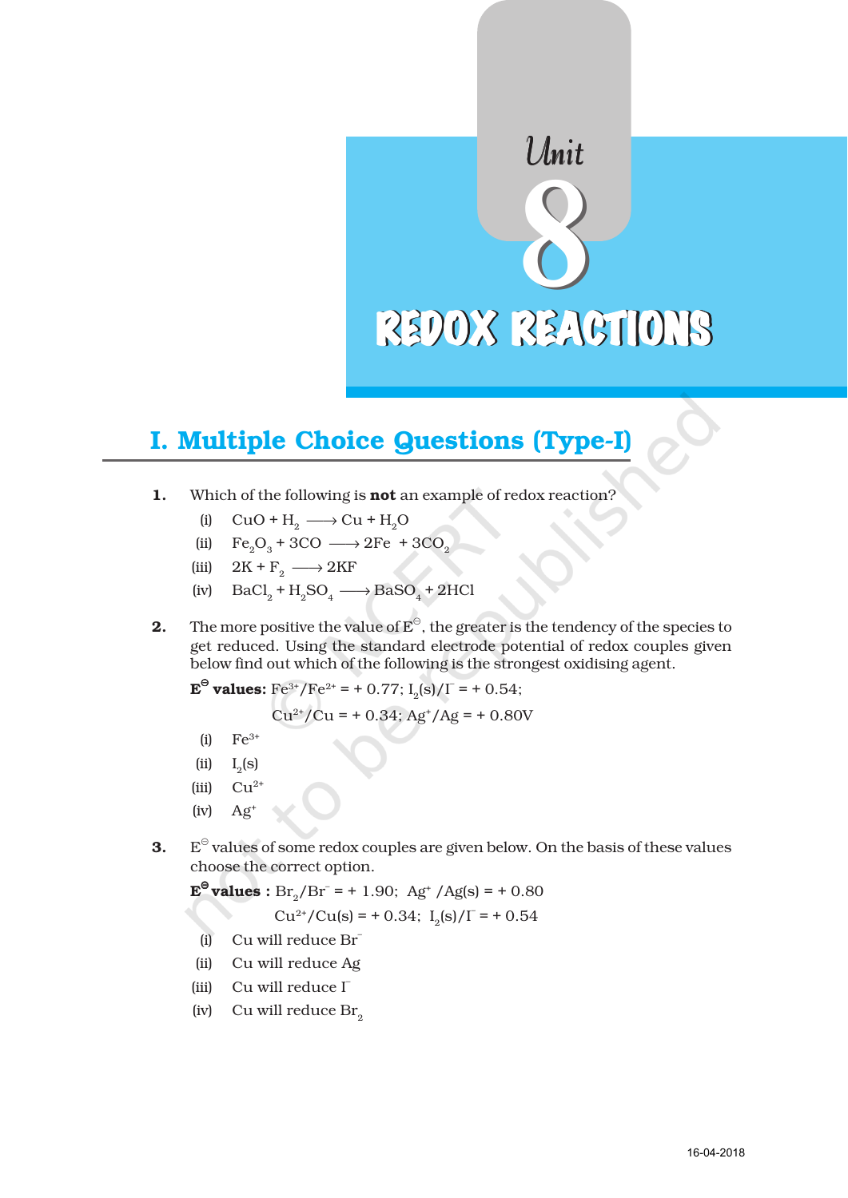# Unit 8

# REDOX REACTIONS

## I. Multiple Choice Questions (Type-I)

**1.** Which of the following is **not** an example of redox reaction?

(i) $CuO + H_2 \longrightarrow Cu + H_2O$

(ii) $Fe_2O_3 + 3CO \longrightarrow 2Fe + 3CO_2$

(iii) $2K + F_2 \longrightarrow 2KF$

(iv) $BaCl_2 + H_2SO_4 \longrightarrow BaSO_4 + 2HCl$

**2.** The more positive the value of $E^{\ominus}$, the greater is the tendency of the species to get reduced. Using the standard electrode potential of redox couples given below find out which of the following is the strongest oxidising agent.

**$E^{\ominus}$ values:** $Fe^{3+}/Fe^{2+} = + 0.77$; $I_2(s)/I^- = + 0.54$;

$Cu^{2+}/Cu = + 0.34$; $Ag^+/Ag = + 0.80V$

(i) $Fe^{3+}$

(ii) $I_2(s)$

(iii) $Cu^{2+}$

(iv) $Ag^+$

**3.** $E^{\ominus}$ values of some redox couples are given below. On the basis of these values choose the correct option.

**$E^{\ominus}$ values :** $Br_2/Br^- = + 1.90$; $Ag^+/Ag(s) = + 0.80$

$Cu^{2+}/Cu(s) = + 0.34$; $I_2(s)/I^- = + 0.54$

(i) Cu will reduce $Br^-$

(ii) Cu will reduce Ag

(iii) Cu will reduce $I^-$

(iv) Cu will reduce $Br_2$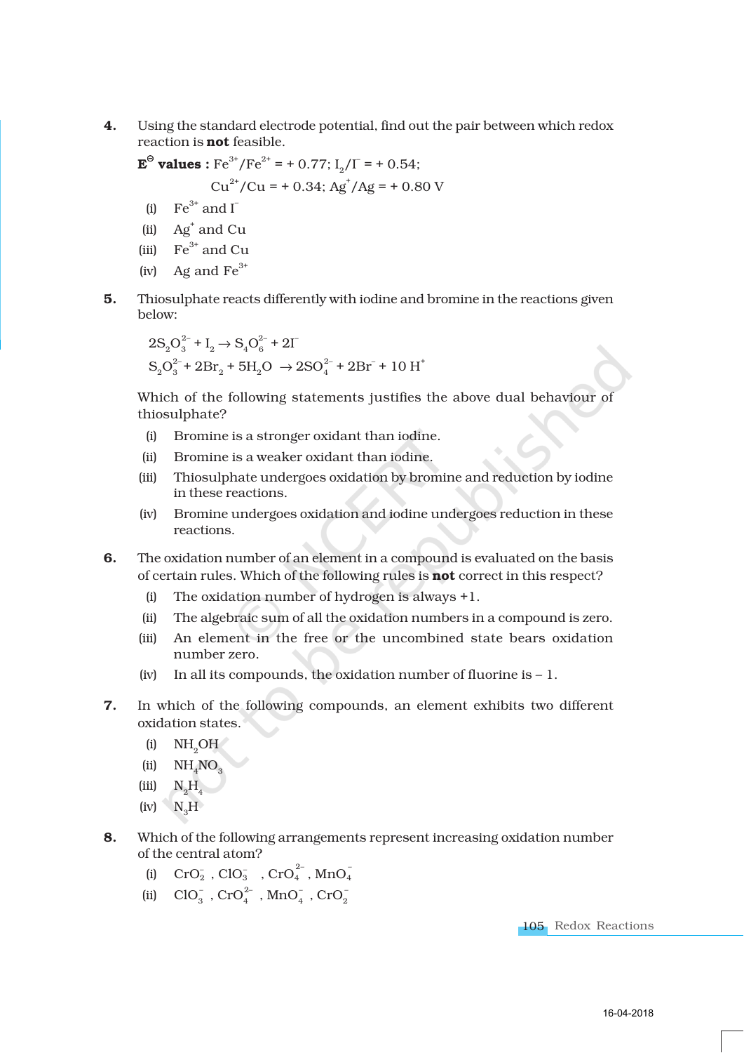**4.** Using the standard electrode potential, find out the pair between which redox reaction is **not** feasible.

**$E^{\ominus}$ values :** $Fe^{3+}/Fe^{2+}$ = + 0.77; $I_2/I^-$ = + 0.54;

$Cu^{2+}/Cu$ = + 0.34; $Ag^+/Ag$ = + 0.80 V

(i) $Fe^{3+}$ and $I^-$

(ii) $Ag^+$ and Cu

(iii) $Fe^{3+}$ and Cu

(iv) Ag and $Fe^{3+}$

**5.** Thiosulphate reacts differently with iodine and bromine in the reactions given below:

$$2S_2O_3^{2-} + I_2 \rightarrow S_4O_6^{2-} + 2I^-$$

$$S_2O_3^{2-} + 2Br_2 + 5H_2O \rightarrow 2SO_4^{2-} + 2Br^- + 10\,H^+$$

Which of the following statements justifies the above dual behaviour of thiosulphate?

(i) Bromine is a stronger oxidant than iodine.

(ii) Bromine is a weaker oxidant than iodine.

(iii) Thiosulphate undergoes oxidation by bromine and reduction by iodine in these reactions.

(iv) Bromine undergoes oxidation and iodine undergoes reduction in these reactions.

**6.** The oxidation number of an element in a compound is evaluated on the basis of certain rules. Which of the following rules is **not** correct in this respect?

(i) The oxidation number of hydrogen is always +1.

(ii) The algebraic sum of all the oxidation numbers in a compound is zero.

(iii) An element in the free or the uncombined state bears oxidation number zero.

(iv) In all its compounds, the oxidation number of fluorine is – 1.

**7.** In which of the following compounds, an element exhibits two different oxidation states.

(i) $NH_2OH$

(ii) $NH_4NO_3$

(iii) $N_2H_4$

(iv) $N_3H$

**8.** Which of the following arrangements represent increasing oxidation number of the central atom?

(i) $CrO_2^-$ , $ClO_3^-$ , $CrO_4^{2-}$ , $MnO_4^-$

(ii) $ClO_3^-$ , $CrO_4^{2-}$ , $MnO_4^-$ , $CrO_2^-$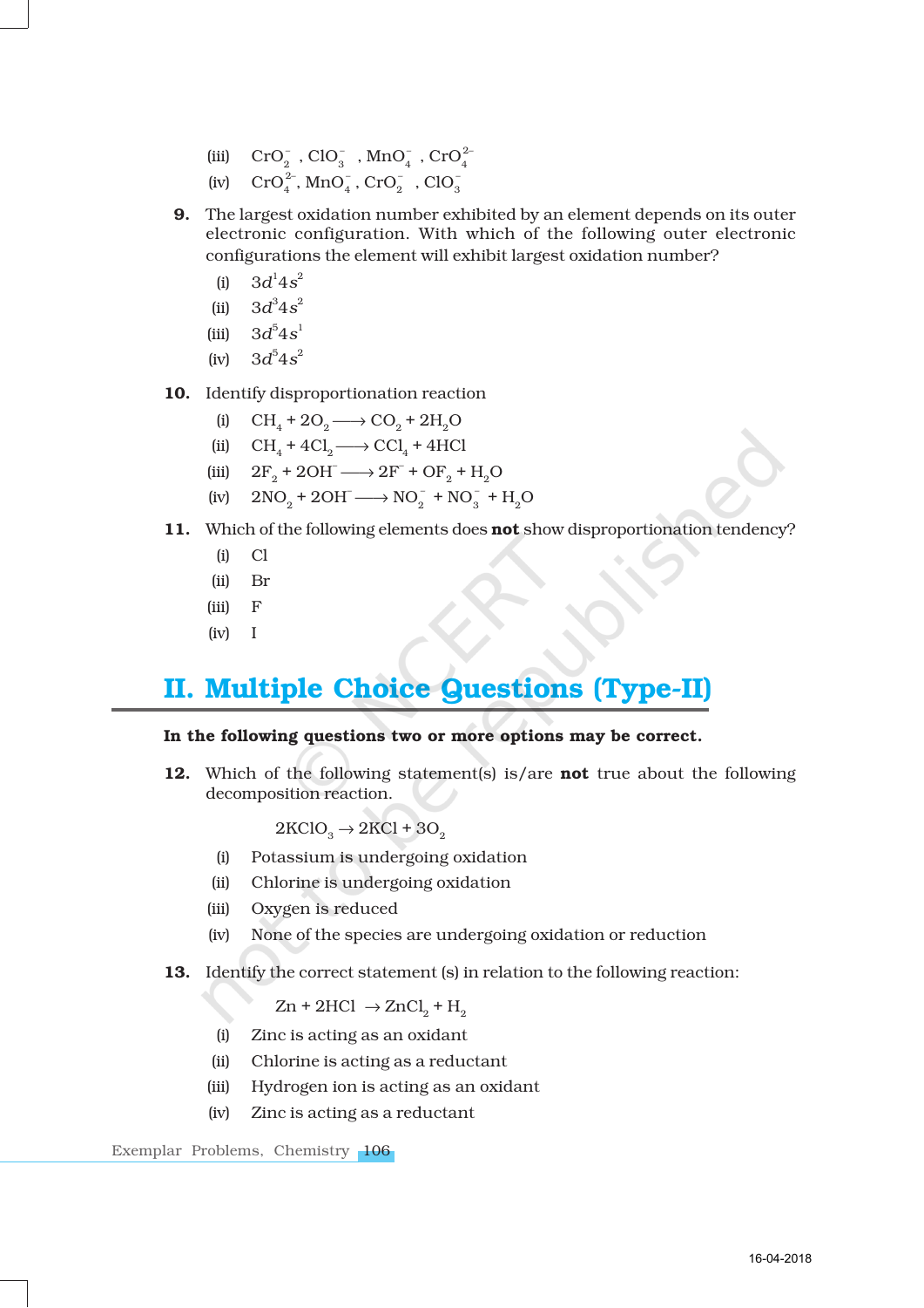(iii) $CrO_2^-$ , $ClO_3^-$ , $MnO_4^-$ , $CrO_4^{2-}$

(iv) $CrO_4^{2-}$, $MnO_4^-$ , $CrO_2^-$ , $ClO_3^-$

**9.** The largest oxidation number exhibited by an element depends on its outer electronic configuration. With which of the following outer electronic configurations the element will exhibit largest oxidation number?

(i) $3d^14s^2$

(ii) $3d^34s^2$

(iii) $3d^54s^1$

(iv) $3d^54s^2$

**10.** Identify disproportionation reaction

(i) $CH_4 + 2O_2 \longrightarrow CO_2 + 2H_2O$

(ii) $CH_4 + 4Cl_2 \longrightarrow CCl_4 + 4HCl$

(iii) $2F_2 + 2OH^- \longrightarrow 2F^- + OF_2 + H_2O$

(iv) $2NO_2 + 2OH^- \longrightarrow NO_2^- + NO_3^- + H_2O$

**11.** Which of the following elements does **not** show disproportionation tendency?

(i) Cl

(ii) Br

(iii) F

(iv) I

## II. Multiple Choice Questions (Type-II)

**In the following questions two or more options may be correct.**

**12.** Which of the following statement(s) is/are **not** true about the following decomposition reaction.

$$2KClO_3 \rightarrow 2KCl + 3O_2$$

(i) Potassium is undergoing oxidation

(ii) Chlorine is undergoing oxidation

(iii) Oxygen is reduced

(iv) None of the species are undergoing oxidation or reduction

**13.** Identify the correct statement (s) in relation to the following reaction:

$$Zn + 2HCl \rightarrow ZnCl_2 + H_2$$

(i) Zinc is acting as an oxidant

(ii) Chlorine is acting as a reductant

(iii) Hydrogen ion is acting as an oxidant

(iv) Zinc is acting as a reductant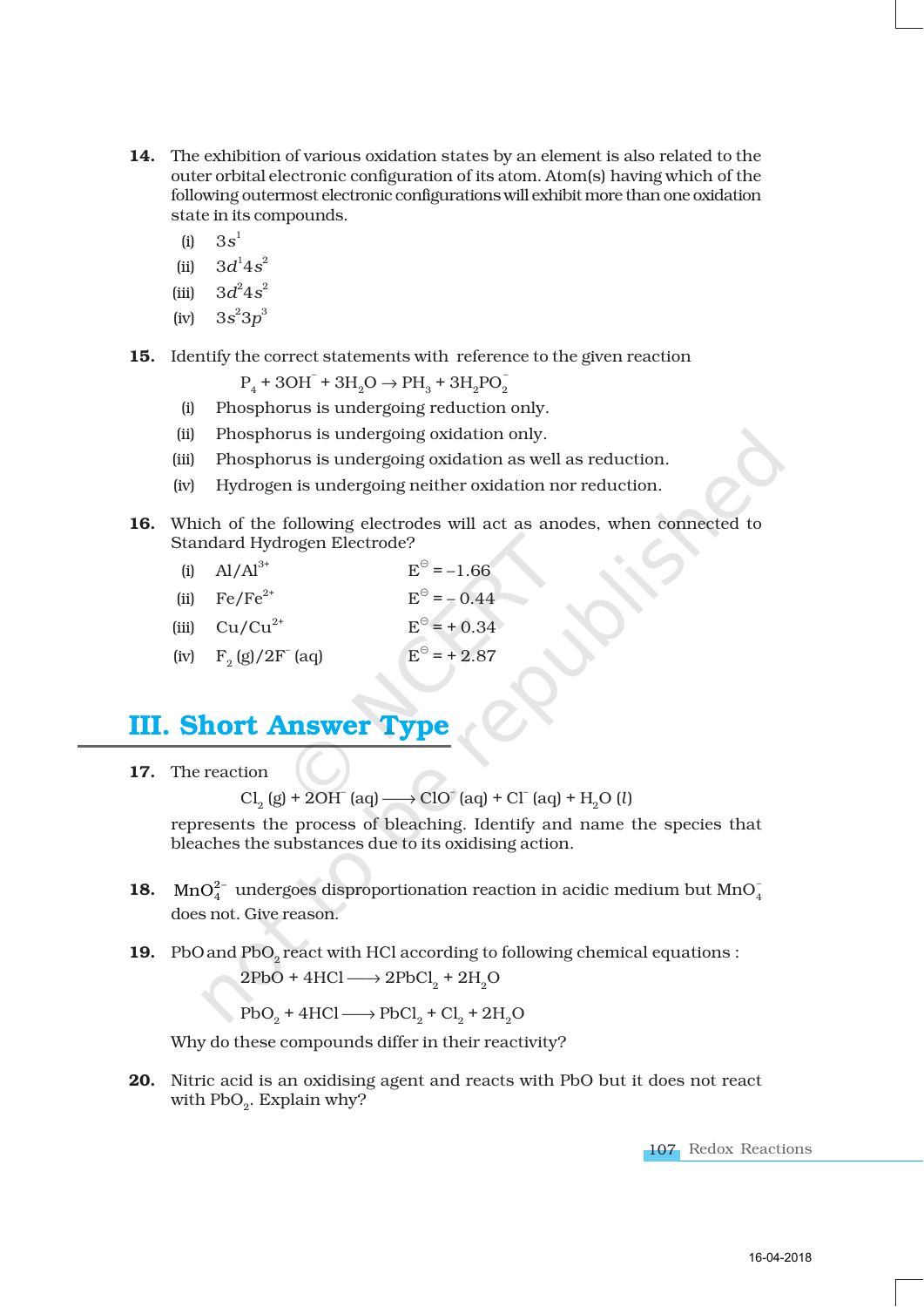**14.** The exhibition of various oxidation states by an element is also related to the outer orbital electronic configuration of its atom. Atom(s) having which of the following outermost electronic configurations will exhibit more than one oxidation state in its compounds.

(i) $3s^1$

(ii) $3d^1 4s^2$

(iii) $3d^2 4s^2$

(iv) $3s^2 3p^3$

**15.** Identify the correct statements with reference to the given reaction

$$P_4 + 3OH^- + 3H_2O \rightarrow PH_3 + 3H_2PO_2^-$$

(i) Phosphorus is undergoing reduction only.

(ii) Phosphorus is undergoing oxidation only.

(iii) Phosphorus is undergoing oxidation as well as reduction.

(iv) Hydrogen is undergoing neither oxidation nor reduction.

**16.** Which of the following electrodes will act as anodes, when connected to Standard Hydrogen Electrode?

| | | |
|---|---|---|
| (i) | $Al/Al^{3+}$ | $E^{\ominus} = -1.66$ |
| (ii) | $Fe/Fe^{2+}$ | $E^{\ominus} = -0.44$ |
| (iii) | $Cu/Cu^{2+}$ | $E^{\ominus} = +0.34$ |
| (iv) | $F_2(g)/2F^-(aq)$ | $E^{\ominus} = +2.87$ |

## III. Short Answer Type

**17.** The reaction

$$Cl_2(g) + 2OH^-(aq) \longrightarrow ClO^-(aq) + Cl^-(aq) + H_2O(l)$$

represents the process of bleaching. Identify and name the species that bleaches the substances due to its oxidising action.

**18.** $MnO_4^{2-}$ undergoes disproportionation reaction in acidic medium but $MnO_4^-$ does not. Give reason.

**19.** PbO and $PbO_2$ react with HCl according to following chemical equations :

$$2PbO + 4HCl \longrightarrow 2PbCl_2 + 2H_2O$$

$$PbO_2 + 4HCl \longrightarrow PbCl_2 + Cl_2 + 2H_2O$$

Why do these compounds differ in their reactivity?

**20.** Nitric acid is an oxidising agent and reacts with PbO but it does not react with $PbO_2$. Explain why?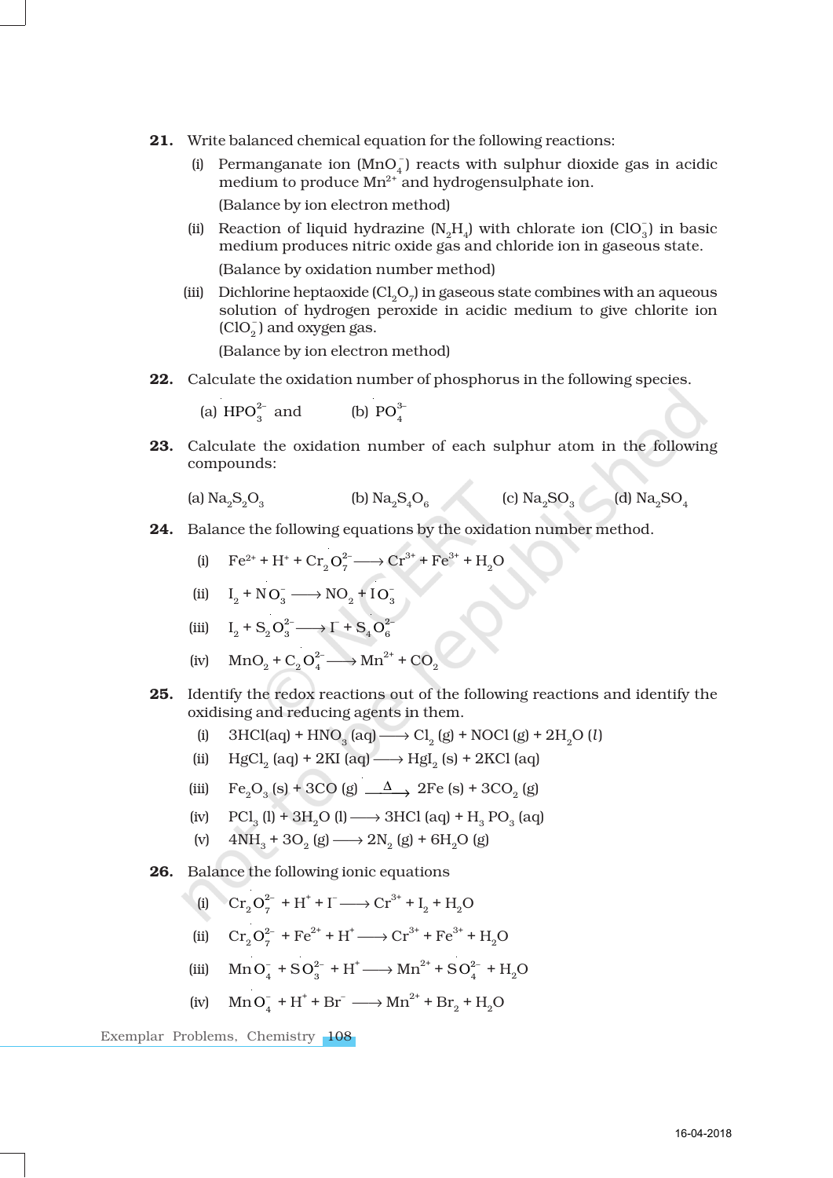**21.** Write balanced chemical equation for the following reactions:

(i) Permanganate ion ($MnO_4^-$) reacts with sulphur dioxide gas in acidic medium to produce $Mn^{2+}$ and hydrogensulphate ion.

(Balance by ion electron method)

(ii) Reaction of liquid hydrazine ($N_2H_4$) with chlorate ion ($ClO_3^-$) in basic medium produces nitric oxide gas and chloride ion in gaseous state.

(Balance by oxidation number method)

(iii) Dichlorine heptaoxide ($Cl_2O_7$) in gaseous state combines with an aqueous solution of hydrogen peroxide in acidic medium to give chlorite ion ($ClO_2^-$) and oxygen gas.

(Balance by ion electron method)

**22.** Calculate the oxidation number of phosphorus in the following species.

(a) $HPO_3^{2-}$ and (b) $PO_4^{3-}$

**23.** Calculate the oxidation number of each sulphur atom in the following compounds:

(a) $Na_2S_2O_3$ (b) $Na_2S_4O_6$ (c) $Na_2SO_3$ (d) $Na_2SO_4$

**24.** Balance the following equations by the oxidation number method.

(i) $Fe^{2+} + H^+ + Cr_2O_7^{2-} \longrightarrow Cr^{3+} + Fe^{3+} + H_2O$

(ii) $I_2 + NO_3^- \longrightarrow NO_2 + IO_3^-$

(iii) $I_2 + S_2O_3^{2-} \longrightarrow I^- + S_4O_6^{2-}$

(iv) $MnO_2 + C_2O_4^{2-} \longrightarrow Mn^{2+} + CO_2$

**25.** Identify the redox reactions out of the following reactions and identify the oxidising and reducing agents in them.

(i) $3HCl(aq) + HNO_3(aq) \longrightarrow Cl_2(g) + NOCl(g) + 2H_2O(l)$

(ii) $HgCl_2(aq) + 2KI(aq) \longrightarrow HgI_2(s) + 2KCl(aq)$

(iii) $Fe_2O_3(s) + 3CO(g) \xrightarrow{\Delta} 2Fe(s) + 3CO_2(g)$

(iv) $PCl_3(l) + 3H_2O(l) \longrightarrow 3HCl(aq) + H_3PO_3(aq)$

(v) $4NH_3 + 3O_2(g) \longrightarrow 2N_2(g) + 6H_2O(g)$

**26.** Balance the following ionic equations

(i) $Cr_2O_7^{2-} + H^+ + I^- \longrightarrow Cr^{3+} + I_2 + H_2O$

(ii) $Cr_2O_7^{2-} + Fe^{2+} + H^+ \longrightarrow Cr^{3+} + Fe^{3+} + H_2O$

(iii) $MnO_4^- + SO_3^{2-} + H^+ \longrightarrow Mn^{2+} + SO_4^{2-} + H_2O$

(iv) $MnO_4^- + H^+ + Br^- \longrightarrow Mn^{2+} + Br_2 + H_2O$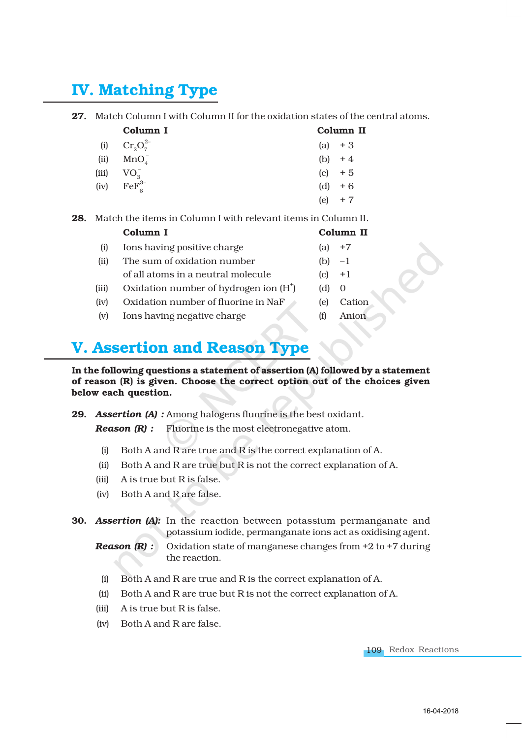## IV. Matching Type

**27.** Match Column I with Column II for the oxidation states of the central atoms.

| | Column I | | Column II |
|---|---|---|---|
| (i) | $Cr_2O_7^{2-}$ | (a) | + 3 |
| (ii) | $MnO_4^-$ | (b) | + 4 |
| (iii) | $VO_3^-$ | (c) | + 5 |
| (iv) | $FeF_6^{3-}$ | (d) | + 6 |
| | | (e) | + 7 |

**28.** Match the items in Column I with relevant items in Column II.

| | Column I | | Column II |
|---|---|---|---|
| (i) | Ions having positive charge | (a) | +7 |
| (ii) | The sum of oxidation number of all atoms in a neutral molecule | (b) | –1 |
| | | (c) | +1 |
| (iii) | Oxidation number of hydrogen ion ($H^+$) | (d) | 0 |
| (iv) | Oxidation number of fluorine in NaF | (e) | Cation |
| (v) | Ions having negative charge | (f) | Anion |

## V. Assertion and Reason Type

**In the following questions a statement of assertion (A) followed by a statement of reason (R) is given. Choose the correct option out of the choices given below each question.**

**29.** ***Assertion (A) :*** Among halogens fluorine is the best oxidant.

***Reason (R) :*** Fluorine is the most electronegative atom.

(i) Both A and R are true and R is the correct explanation of A.

(ii) Both A and R are true but R is not the correct explanation of A.

(iii) A is true but R is false.

(iv) Both A and R are false.

**30.** ***Assertion (A):*** In the reaction between potassium permanganate and potassium iodide, permanganate ions act as oxidising agent.

***Reason (R) :*** Oxidation state of manganese changes from +2 to +7 during the reaction.

(i) Both A and R are true and R is the correct explanation of A.

(ii) Both A and R are true but R is not the correct explanation of A.

(iii) A is true but R is false.

(iv) Both A and R are false.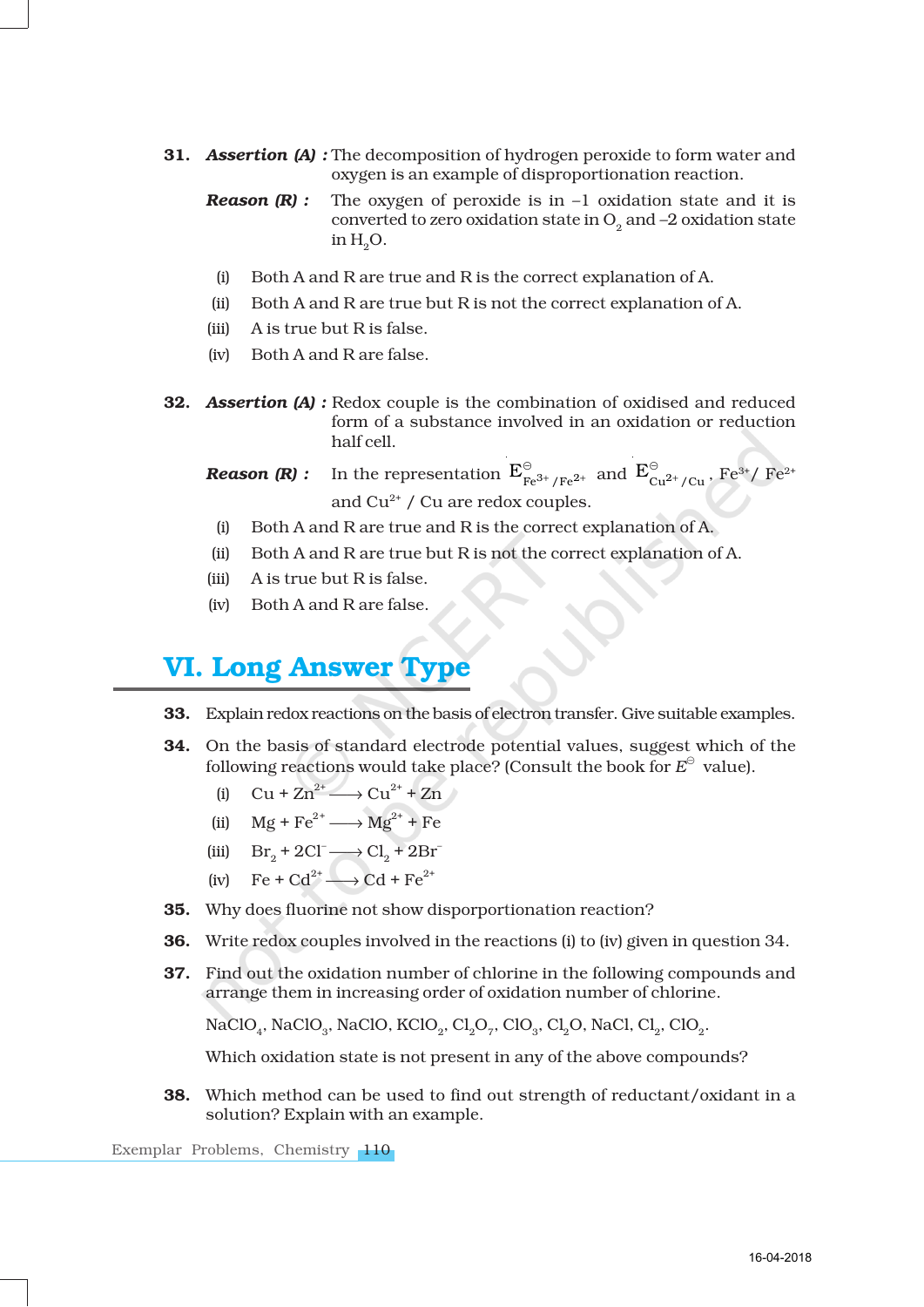**31.** ***Assertion (A) :*** The decomposition of hydrogen peroxide to form water and oxygen is an example of disproportionation reaction.

***Reason (R) :*** The oxygen of peroxide is in –1 oxidation state and it is converted to zero oxidation state in $O_2$ and –2 oxidation state in $H_2O$.

(i) Both A and R are true and R is the correct explanation of A.

(ii) Both A and R are true but R is not the correct explanation of A.

(iii) A is true but R is false.

(iv) Both A and R are false.

**32.** ***Assertion (A) :*** Redox couple is the combination of oxidised and reduced form of a substance involved in an oxidation or reduction half cell.

***Reason (R) :*** In the representation $E^{\ominus}_{Fe^{3+}/Fe^{2+}}$ and $E^{\ominus}_{Cu^{2+}/Cu}$, $Fe^{3+}/Fe^{2+}$ and $Cu^{2+}/Cu$ are redox couples.

(i) Both A and R are true and R is the correct explanation of A.

(ii) Both A and R are true but R is not the correct explanation of A.

(iii) A is true but R is false.

(iv) Both A and R are false.

## VI. Long Answer Type

**33.** Explain redox reactions on the basis of electron transfer. Give suitable examples.

**34.** On the basis of standard electrode potential values, suggest which of the following reactions would take place? (Consult the book for $E^{\ominus}$ value).

(i) $Cu + Zn^{2+} \longrightarrow Cu^{2+} + Zn$

(ii) $Mg + Fe^{2+} \longrightarrow Mg^{2+} + Fe$

(iii) $Br_2 + 2Cl^- \longrightarrow Cl_2 + 2Br^-$

(iv) $Fe + Cd^{2+} \longrightarrow Cd + Fe^{2+}$

**35.** Why does fluorine not show disporportionation reaction?

**36.** Write redox couples involved in the reactions (i) to (iv) given in question 34.

**37.** Find out the oxidation number of chlorine in the following compounds and arrange them in increasing order of oxidation number of chlorine.

$NaClO_4$, $NaClO_3$, $NaClO$, $KClO_2$, $Cl_2O_7$, $ClO_3$, $Cl_2O$, $NaCl$, $Cl_2$, $ClO_2$.

Which oxidation state is not present in any of the above compounds?

**38.** Which method can be used to find out strength of reductant/oxidant in a solution? Explain with an example.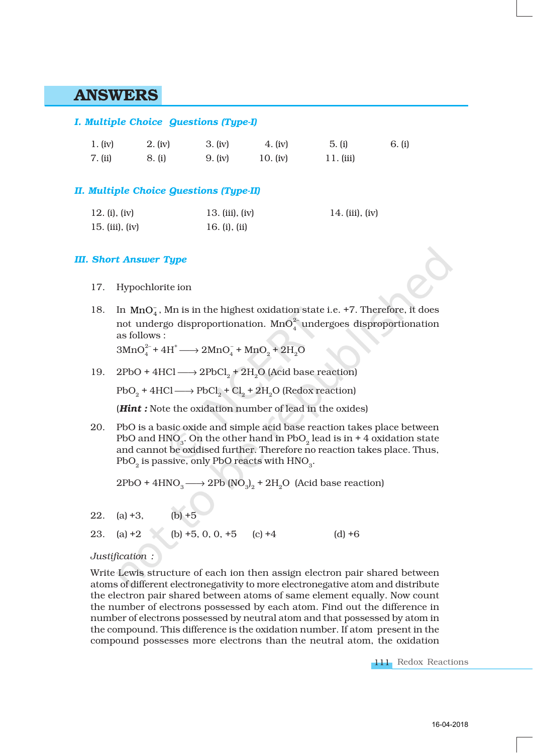# ANSWERS

## I. Multiple Choice Questions (Type-I)

| | | | | | |
|---|---|---|---|---|---|
| 1. (iv) | 2. (iv) | 3. (iv) | 4. (iv) | 5. (i) | 6. (i) |
| 7. (ii) | 8. (i) | 9. (iv) | 10. (iv) | 11. (iii) | |

## II. Multiple Choice Questions (Type-II)

| | | |
|---|---|---|
| 12. (i), (iv) | 13. (iii), (iv) | 14. (iii), (iv) |
| 15. (iii), (iv) | 16. (i), (ii) | |

## III. Short Answer Type

17. Hypochlorite ion

18. In $MnO_4^-$, Mn is in the highest oxidation state i.e. +7. Therefore, it does not undergo disproportionation. $MnO_4^{2-}$ undergoes disproportionation as follows :

$$3MnO_4^{2-} + 4H^+ \longrightarrow 2MnO_4^- + MnO_2 + 2H_2O$$

19. $2PbO + 4HCl \longrightarrow 2PbCl_2 + 2H_2O$ (Acid base reaction)

$PbO_2 + 4HCl \longrightarrow PbCl_2 + Cl_2 + 2H_2O$ (Redox reaction)

(***Hint :*** Note the oxidation number of lead in the oxides)

20. PbO is a basic oxide and simple acid base reaction takes place between PbO and $HNO_3$. On the other hand in $PbO_2$ lead is in + 4 oxidation state and cannot be oxidised further. Therefore no reaction takes place. Thus, $PbO_2$ is passive, only PbO reacts with $HNO_3$.

$2PbO + 4HNO_3 \longrightarrow 2Pb(NO_3)_2 + 2H_2O$ (Acid base reaction)

22. (a) +3, (b) +5

23. (a) +2 (b) +5, 0, 0, +5 (c) +4 (d) +6

*Justification :*

Write Lewis structure of each ion then assign electron pair shared between atoms of different electronegativity to more electronegative atom and distribute the electron pair shared between atoms of same element equally. Now count the number of electrons possessed by each atom. Find out the difference in number of electrons possessed by neutral atom and that possessed by atom in the compound. This difference is the oxidation number. If atom present in the compound possesses more electrons than the neutral atom, the oxidation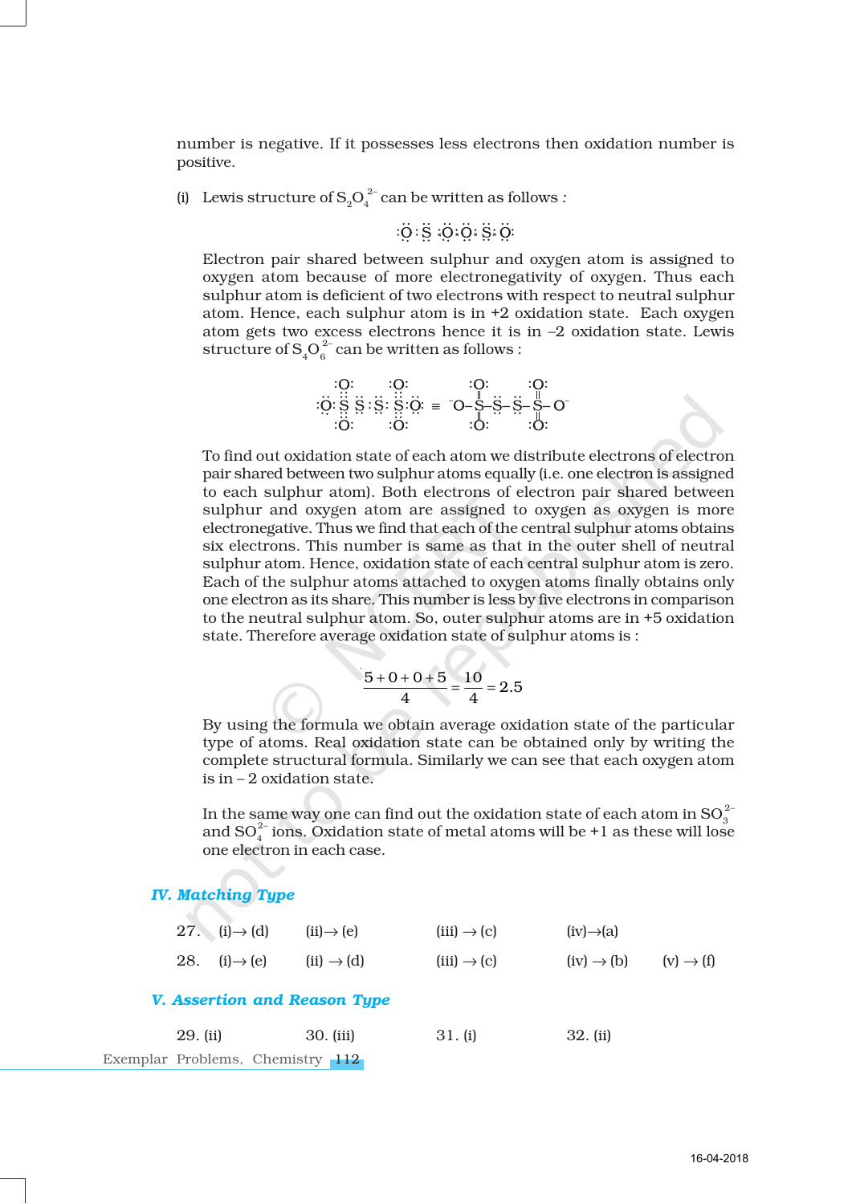number is negative. If it possesses less electrons then oxidation number is positive.

(i) Lewis structure of $S_2O_4^{2-}$ can be written as follows :

$$:\ddot{O}:\ddot{S}\ :\ddot{O}:\ddot{O}:\ \ddot{S}:\ddot{O}:$$

Electron pair shared between sulphur and oxygen atom is assigned to oxygen atom because of more electronegativity of oxygen. Thus each sulphur atom is deficient of two electrons with respect to neutral sulphur atom. Hence, each sulphur atom is in +2 oxidation state. Each oxygen atom gets two excess electrons hence it is in –2 oxidation state. Lewis structure of $S_4O_6^{2-}$ can be written as follows :

$$:\ddot{O}:\ddot{S}\ \ddot{S}:\ddot{S}:\ \ddot{S}:\ddot{O}: \equiv {}^{-}O-\ddot{S}-\ddot{S}-\ddot{S}-\ddot{S}-O^{-}$$

To find out oxidation state of each atom we distribute electrons of electron pair shared between two sulphur atoms equally (i.e. one electron is assigned to each sulphur atom). Both electrons of electron pair shared between sulphur and oxygen atom are assigned to oxygen as oxygen is more electronegative. Thus we find that each of the central sulphur atoms obtains six electrons. This number is same as that in the outer shell of neutral sulphur atom. Hence, oxidation state of each central sulphur atom is zero. Each of the sulphur atoms attached to oxygen atoms finally obtains only one electron as its share. This number is less by five electrons in comparison to the neutral sulphur atom. So, outer sulphur atoms are in +5 oxidation state. Therefore average oxidation state of sulphur atoms is :

$$\frac{5+0+0+5}{4}=\frac{10}{4}=2.5$$

By using the formula we obtain average oxidation state of the particular type of atoms. Real oxidation state can be obtained only by writing the complete structural formula. Similarly we can see that each oxygen atom is in – 2 oxidation state.

In the same way one can find out the oxidation state of each atom in $SO_3^{2-}$ and $SO_4^{2-}$ ions. Oxidation state of metal atoms will be +1 as these will lose one electron in each case.

## IV. Matching Type

27. (i)→ (d) (ii)→ (e) (iii) → (c) (iv)→(a)

28. (i)→ (e) (ii) → (d) (iii) → (c) (iv) → (b) (v) → (f)

## V. Assertion and Reason Type

29. (ii) 30. (iii) 31. (i) 32. (ii)